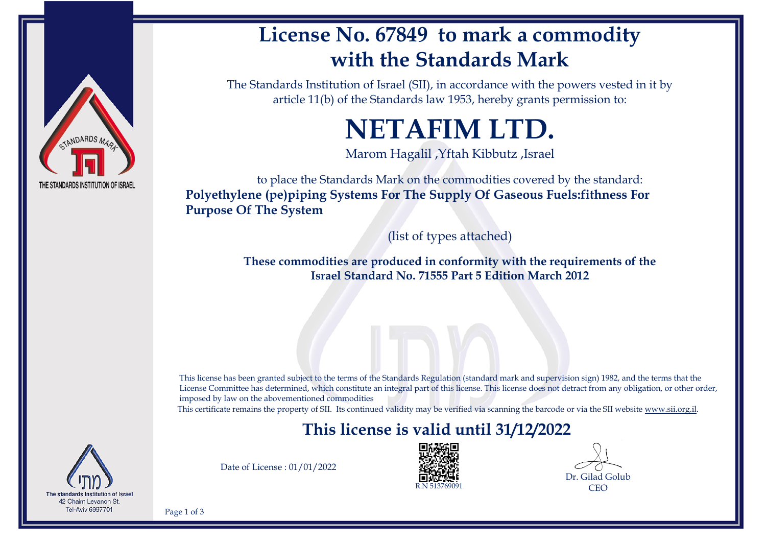# License No. 67849 to mark a commodity with the Standards Mark

The Standards Institution of Israel (SII), in accordance with the powers vested in it by article 11(b) of the Standards law 1953, hereby grants permission to:

# NETAFIM LTD.

Marom Hagalil ,Yftah Kibbutz ,Israel

to place the Standards Mark on the commodities covered by the standard:

**Polyethylene (pe)piping Systems For The Supply Of Gaseous Fuels:fithness For Purpose Of The System**

(list of types attached)

**These commodities are produced in conformity with the requirements of the Israel Standard No. 71555 Part 5 Edition March 2012**

This license has been granted subject to the terms of the Standards Regulation (standard mark and supervision sign) 1982, and the terms that the License Committee has determined, which constitute an integral part of this license. This license does not detract from any obligation, or other order, imposed by law on the abovementioned commodities

This certificate remains the property of SII. Its continued validity may be verified via scanning the barcode or via the SII website www.sii.org.il.

## This license is valid until 31/12/2022

Date of License : 01/01/2022

R.N 513769091

Dr. Gilad Golub
CEO

STANDARDS MARK
THE STANDARDS INSTITUTION OF ISRAEL

מתי
The standards Institution of Israel
42 Chaim Levanon St.
Tel-Aviv 6997701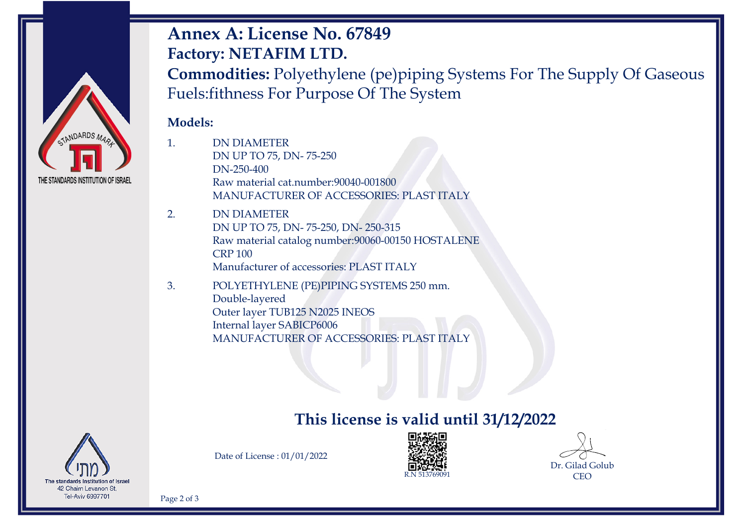# Annex A: License No. 67849

## Factory: NETAFIM LTD.

**Commodities:** Polyethylene (pe)piping Systems For The Supply Of Gaseous Fuels:fithness For Purpose Of The System

**Models:**

1. DN DIAMETER
   DN UP TO 75, DN- 75-250
   DN-250-400
   Raw material cat.number:90040-001800
   MANUFACTURER OF ACCESSORIES: PLAST ITALY
2. DN DIAMETER
   DN UP TO 75, DN- 75-250, DN- 250-315
   Raw material catalog number:90060-00150 HOSTALENE CRP 100
   Manufacturer of accessories: PLAST ITALY
3. POLYETHYLENE (PE)PIPING SYSTEMS 250 mm.
   Double-layered
   Outer layer TUB125 N2025 INEOS
   Internal layer SABICP6006
   MANUFACTURER OF ACCESSORIES: PLAST ITALY

**This license is valid until 31/12/2022**

Date of License : 01/01/2022

R.N 513769091

Dr. Gilad Golub
CEO

THE STANDARDS INSTITUTION OF ISRAEL

The standards Institution of Israel
42 Chaim Levanon St.
Tel-Aviv 6997701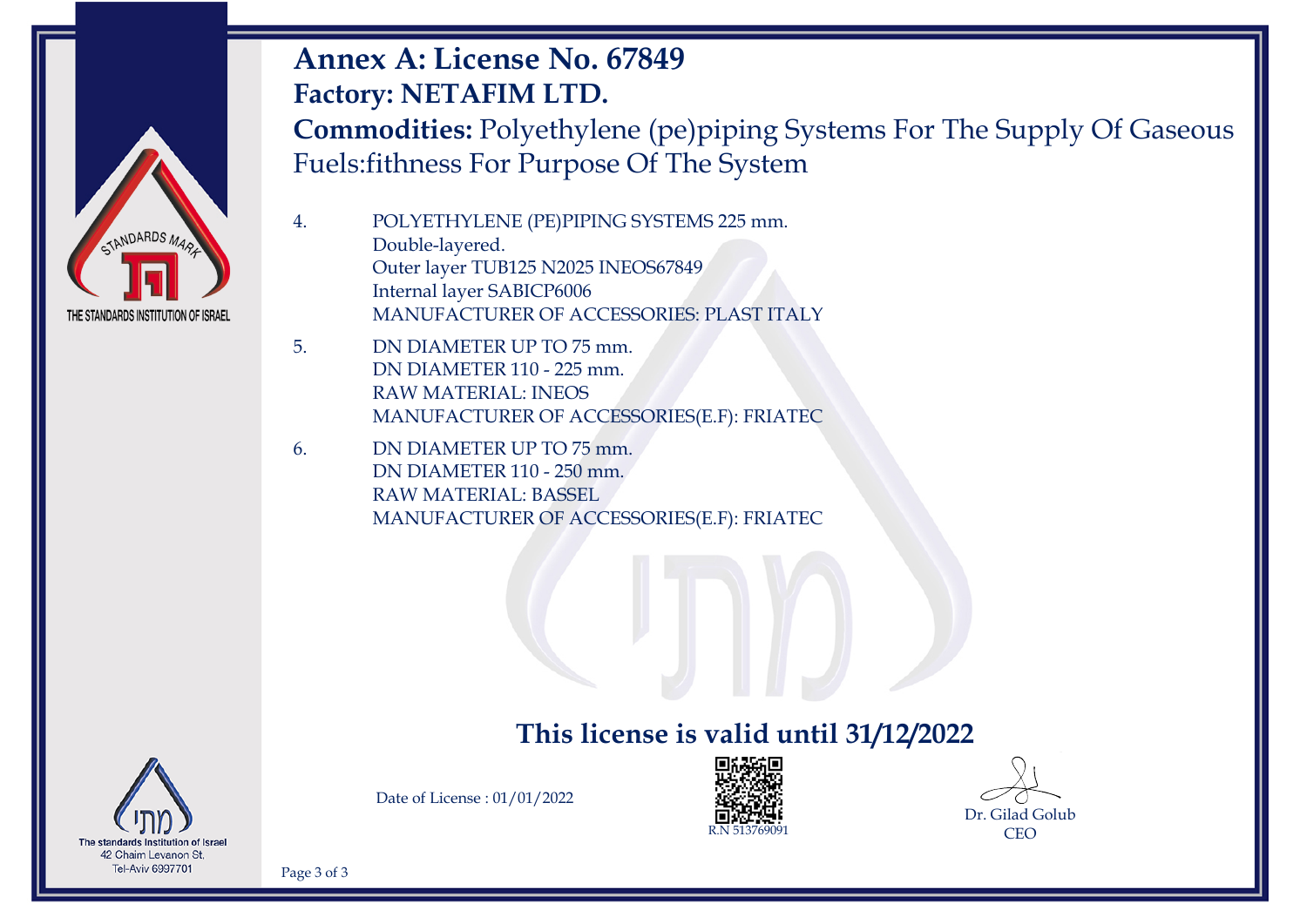# Annex A: License No. 67849

## Factory: NETAFIM LTD.

**Commodities:** Polyethylene (pe)piping Systems For The Supply Of Gaseous Fuels:fithness For Purpose Of The System

4. POLYETHYLENE (PE)PIPING SYSTEMS 225 mm.
   Double-layered.
   Outer layer TUB125 N2025 INEOS67849
   Internal layer SABICP6006
   MANUFACTURER OF ACCESSORIES: PLAST ITALY

5. DN DIAMETER UP TO 75 mm.
   DN DIAMETER 110 - 225 mm.
   RAW MATERIAL: INEOS
   MANUFACTURER OF ACCESSORIES(E.F): FRIATEC

6. DN DIAMETER UP TO 75 mm.
   DN DIAMETER 110 - 250 mm.
   RAW MATERIAL: BASSEL
   MANUFACTURER OF ACCESSORIES(E.F): FRIATEC

**This license is valid until 31/12/2022**

Date of License : 01/01/2022

R.N 513769091

Dr. Gilad Golub
CEO

The standards Institution of Israel
42 Chaim Levanon St.
Tel-Aviv 6997701